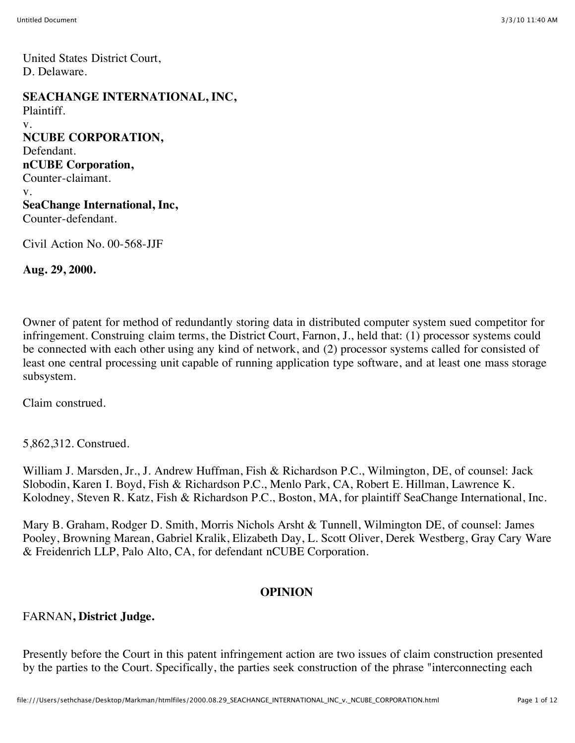United States District Court,
D. Delaware.

**SEACHANGE INTERNATIONAL, INC,**
Plaintiff.
v.
**NCUBE CORPORATION,**
Defendant.
**nCUBE Corporation,**
Counter-claimant.
v.
**SeaChange International, Inc,**
Counter-defendant.

Civil Action No. 00-568-JJF

**Aug. 29, 2000.**

Owner of patent for method of redundantly storing data in distributed computer system sued competitor for infringement. Construing claim terms, the District Court, Farnon, J., held that: (1) processor systems could be connected with each other using any kind of network, and (2) processor systems called for consisted of least one central processing unit capable of running application type software, and at least one mass storage subsystem.

Claim construed.

5,862,312. Construed.

William J. Marsden, Jr., J. Andrew Huffman, Fish & Richardson P.C., Wilmington, DE, of counsel: Jack Slobodin, Karen I. Boyd, Fish & Richardson P.C., Menlo Park, CA, Robert E. Hillman, Lawrence K. Kolodney, Steven R. Katz, Fish & Richardson P.C., Boston, MA, for plaintiff SeaChange International, Inc.

Mary B. Graham, Rodger D. Smith, Morris Nichols Arsht & Tunnell, Wilmington DE, of counsel: James Pooley, Browning Marean, Gabriel Kralik, Elizabeth Day, L. Scott Oliver, Derek Westberg, Gray Cary Ware & Freidenrich LLP, Palo Alto, CA, for defendant nCUBE Corporation.

## OPINION

FARNAN**, District Judge.**

Presently before the Court in this patent infringement action are two issues of claim construction presented by the parties to the Court. Specifically, the parties seek construction of the phrase "interconnecting each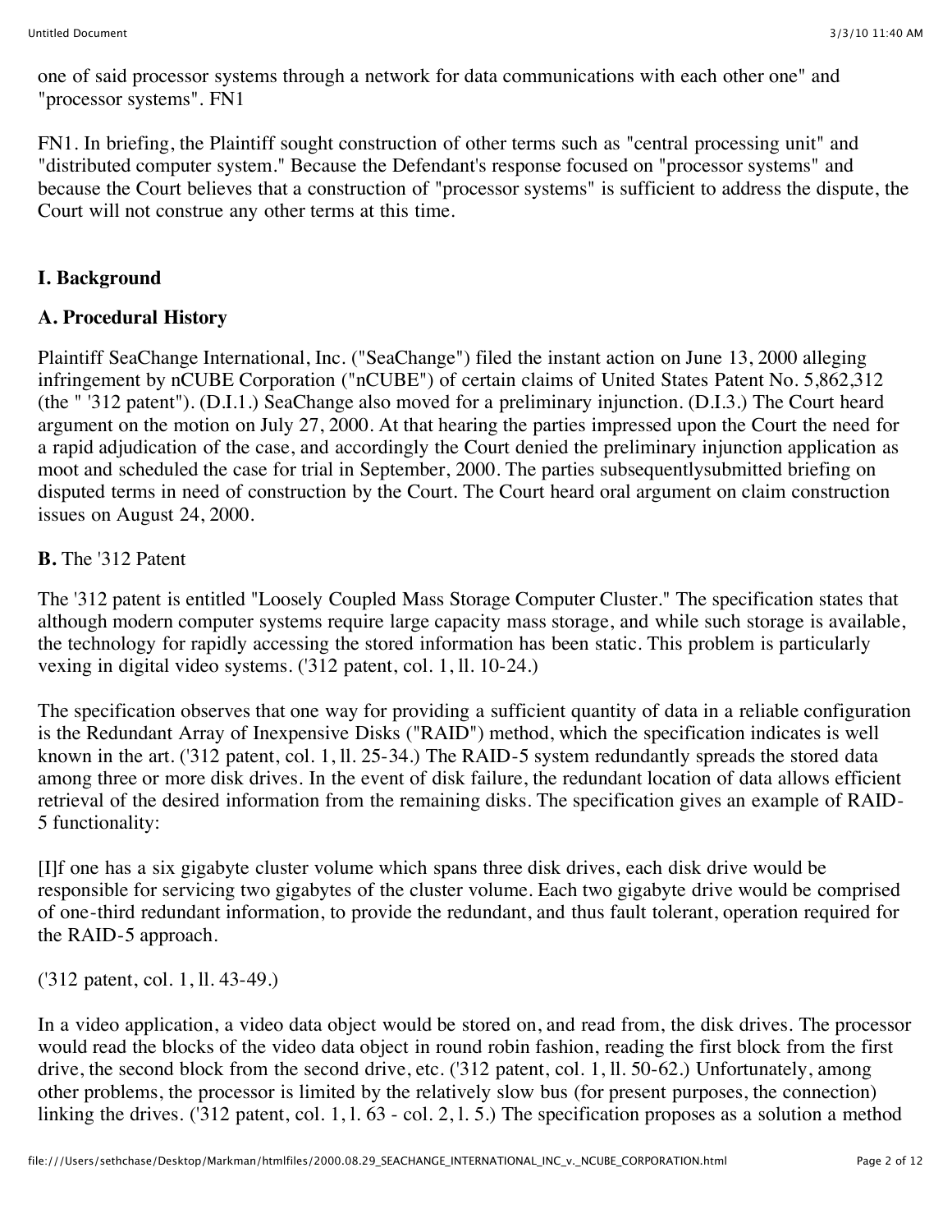one of said processor systems through a network for data communications with each other one" and "processor systems". FN1

FN1. In briefing, the Plaintiff sought construction of other terms such as "central processing unit" and "distributed computer system." Because the Defendant's response focused on "processor systems" and because the Court believes that a construction of "processor systems" is sufficient to address the dispute, the Court will not construe any other terms at this time.

## I. Background

### A. Procedural History

Plaintiff SeaChange International, Inc. ("SeaChange") filed the instant action on June 13, 2000 alleging infringement by nCUBE Corporation ("nCUBE") of certain claims of United States Patent No. 5,862,312 (the " '312 patent"). (D.I.1.) SeaChange also moved for a preliminary injunction. (D.I.3.) The Court heard argument on the motion on July 27, 2000. At that hearing the parties impressed upon the Court the need for a rapid adjudication of the case, and accordingly the Court denied the preliminary injunction application as moot and scheduled the case for trial in September, 2000. The parties subsequentlysubmitted briefing on disputed terms in need of construction by the Court. The Court heard oral argument on claim construction issues on August 24, 2000.

**B.** The '312 Patent

The '312 patent is entitled "Loosely Coupled Mass Storage Computer Cluster." The specification states that although modern computer systems require large capacity mass storage, and while such storage is available, the technology for rapidly accessing the stored information has been static. This problem is particularly vexing in digital video systems. ('312 patent, col. 1, ll. 10-24.)

The specification observes that one way for providing a sufficient quantity of data in a reliable configuration is the Redundant Array of Inexpensive Disks ("RAID") method, which the specification indicates is well known in the art. ('312 patent, col. 1, ll. 25-34.) The RAID-5 system redundantly spreads the stored data among three or more disk drives. In the event of disk failure, the redundant location of data allows efficient retrieval of the desired information from the remaining disks. The specification gives an example of RAID-5 functionality:

[I]f one has a six gigabyte cluster volume which spans three disk drives, each disk drive would be responsible for servicing two gigabytes of the cluster volume. Each two gigabyte drive would be comprised of one-third redundant information, to provide the redundant, and thus fault tolerant, operation required for the RAID-5 approach.

('312 patent, col. 1, ll. 43-49.)

In a video application, a video data object would be stored on, and read from, the disk drives. The processor would read the blocks of the video data object in round robin fashion, reading the first block from the first drive, the second block from the second drive, etc. ('312 patent, col. 1, ll. 50-62.) Unfortunately, among other problems, the processor is limited by the relatively slow bus (for present purposes, the connection) linking the drives. ('312 patent, col. 1, l. 63 - col. 2, l. 5.) The specification proposes as a solution a method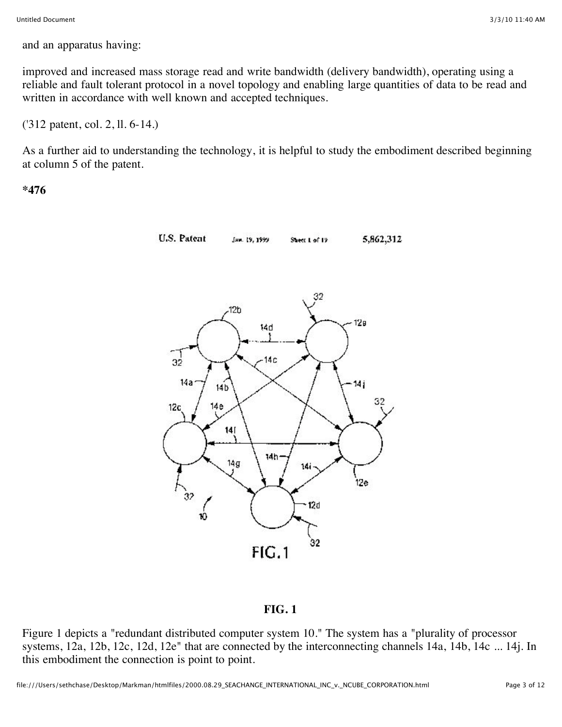and an apparatus having:

improved and increased mass storage read and write bandwidth (delivery bandwidth), operating using a reliable and fault tolerant protocol in a novel topology and enabling large quantities of data to be read and written in accordance with well known and accepted techniques.

('312 patent, col. 2, ll. 6-14.)

As a further aid to understanding the technology, it is helpful to study the embodiment described beginning at column 5 of the patent.

**\*476**

**FIG. 1**

Figure 1 depicts a "redundant distributed computer system 10." The system has a "plurality of processor systems, 12a, 12b, 12c, 12d, 12e" that are connected by the interconnecting channels 14a, 14b, 14c ... 14j. In this embodiment the connection is point to point.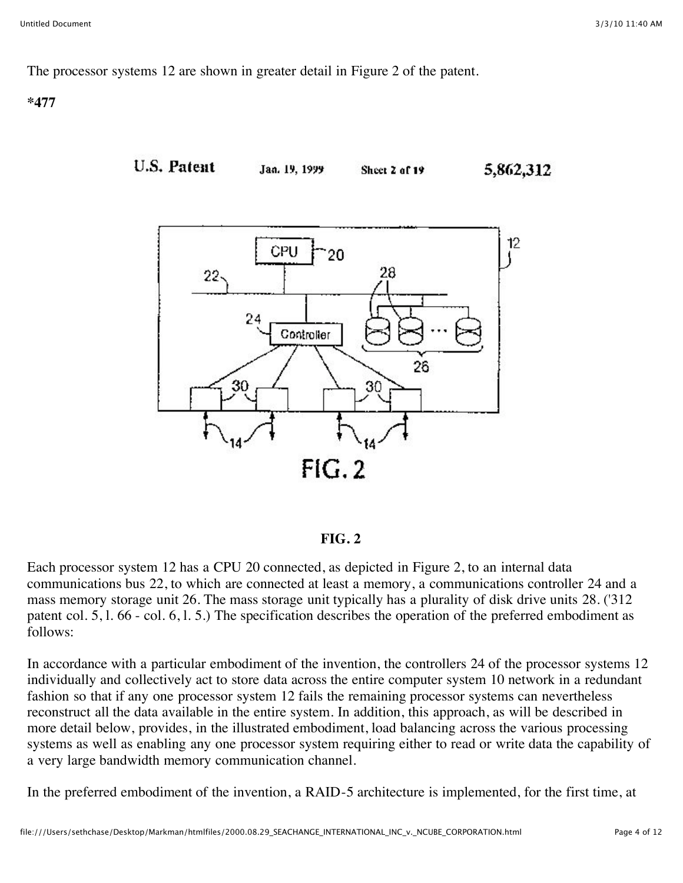The processor systems 12 are shown in greater detail in Figure 2 of the patent.

**\*477**

**FIG. 2**

Each processor system 12 has a CPU 20 connected, as depicted in Figure 2, to an internal data communications bus 22, to which are connected at least a memory, a communications controller 24 and a mass memory storage unit 26. The mass storage unit typically has a plurality of disk drive units 28. ('312 patent col. 5, l. 66 - col. 6, l. 5.) The specification describes the operation of the preferred embodiment as follows:

In accordance with a particular embodiment of the invention, the controllers 24 of the processor systems 12 individually and collectively act to store data across the entire computer system 10 network in a redundant fashion so that if any one processor system 12 fails the remaining processor systems can nevertheless reconstruct all the data available in the entire system. In addition, this approach, as will be described in more detail below, provides, in the illustrated embodiment, load balancing across the various processing systems as well as enabling any one processor system requiring either to read or write data the capability of a very large bandwidth memory communication channel.

In the preferred embodiment of the invention, a RAID-5 architecture is implemented, for the first time, at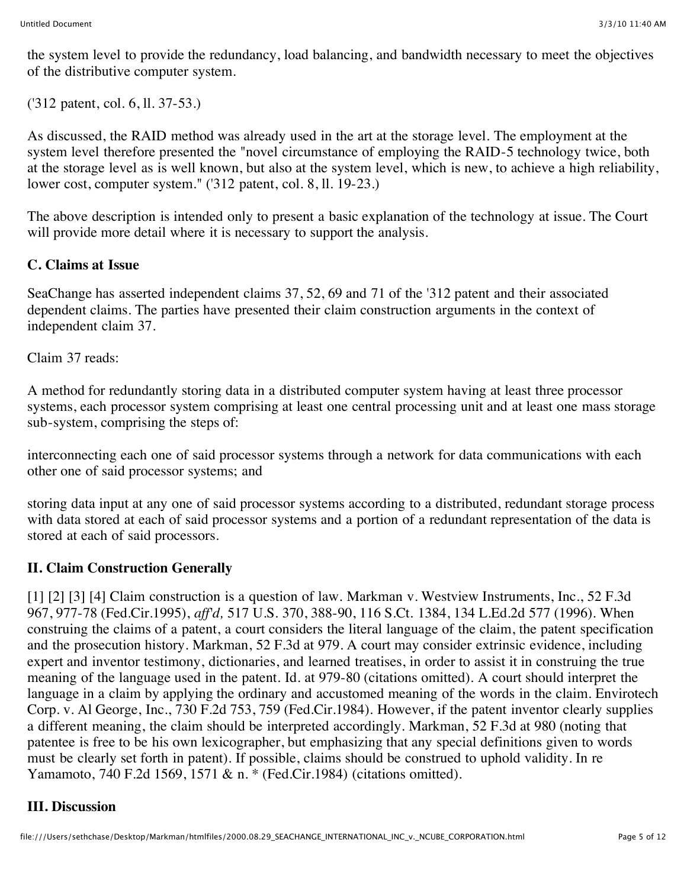the system level to provide the redundancy, load balancing, and bandwidth necessary to meet the objectives of the distributive computer system.

('312 patent, col. 6, ll. 37-53.)

As discussed, the RAID method was already used in the art at the storage level. The employment at the system level therefore presented the "novel circumstance of employing the RAID-5 technology twice, both at the storage level as is well known, but also at the system level, which is new, to achieve a high reliability, lower cost, computer system." ('312 patent, col. 8, ll. 19-23.)

The above description is intended only to present a basic explanation of the technology at issue. The Court will provide more detail where it is necessary to support the analysis.

### C. Claims at Issue

SeaChange has asserted independent claims 37, 52, 69 and 71 of the '312 patent and their associated dependent claims. The parties have presented their claim construction arguments in the context of independent claim 37.

Claim 37 reads:

A method for redundantly storing data in a distributed computer system having at least three processor systems, each processor system comprising at least one central processing unit and at least one mass storage sub-system, comprising the steps of:

interconnecting each one of said processor systems through a network for data communications with each other one of said processor systems; and

storing data input at any one of said processor systems according to a distributed, redundant storage process with data stored at each of said processor systems and a portion of a redundant representation of the data is stored at each of said processors.

## II. Claim Construction Generally

[1] [2] [3] [4] Claim construction is a question of law. Markman v. Westview Instruments, Inc., 52 F.3d 967, 977-78 (Fed.Cir.1995), *aff'd,* 517 U.S. 370, 388-90, 116 S.Ct. 1384, 134 L.Ed.2d 577 (1996). When construing the claims of a patent, a court considers the literal language of the claim, the patent specification and the prosecution history. Markman, 52 F.3d at 979. A court may consider extrinsic evidence, including expert and inventor testimony, dictionaries, and learned treatises, in order to assist it in construing the true meaning of the language used in the patent. Id. at 979-80 (citations omitted). A court should interpret the language in a claim by applying the ordinary and accustomed meaning of the words in the claim. Envirotech Corp. v. Al George, Inc., 730 F.2d 753, 759 (Fed.Cir.1984). However, if the patent inventor clearly supplies a different meaning, the claim should be interpreted accordingly. Markman, 52 F.3d at 980 (noting that patentee is free to be his own lexicographer, but emphasizing that any special definitions given to words must be clearly set forth in patent). If possible, claims should be construed to uphold validity. In re Yamamoto, 740 F.2d 1569, 1571 & n. * (Fed.Cir.1984) (citations omitted).

## III. Discussion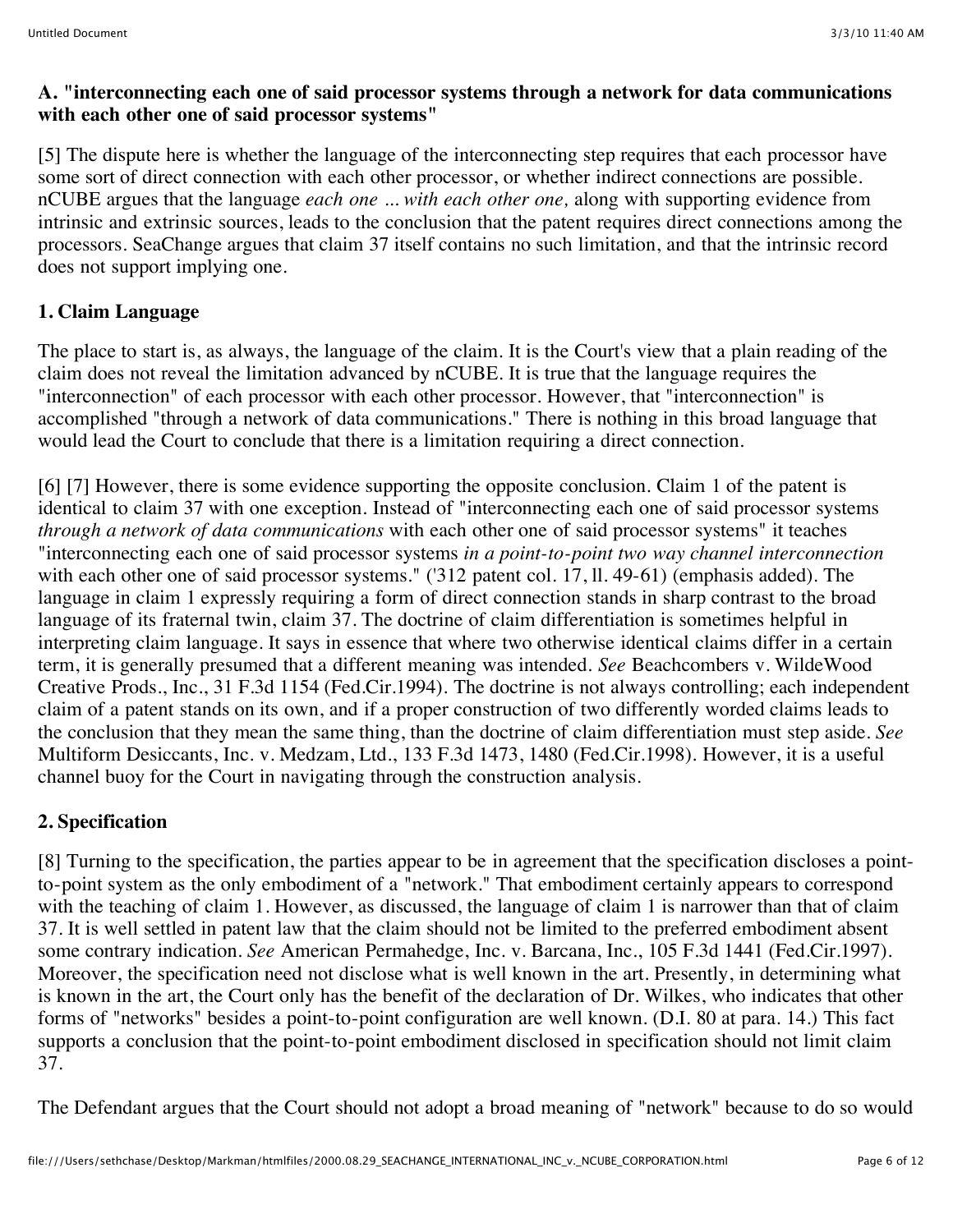### A. "interconnecting each one of said processor systems through a network for data communications with each other one of said processor systems"

[5] The dispute here is whether the language of the interconnecting step requires that each processor have some sort of direct connection with each other processor, or whether indirect connections are possible. nCUBE argues that the language *each one ... with each other one,* along with supporting evidence from intrinsic and extrinsic sources, leads to the conclusion that the patent requires direct connections among the processors. SeaChange argues that claim 37 itself contains no such limitation, and that the intrinsic record does not support implying one.

#### 1. Claim Language

The place to start is, as always, the language of the claim. It is the Court's view that a plain reading of the claim does not reveal the limitation advanced by nCUBE. It is true that the language requires the "interconnection" of each processor with each other processor. However, that "interconnection" is accomplished "through a network of data communications." There is nothing in this broad language that would lead the Court to conclude that there is a limitation requiring a direct connection.

[6] [7] However, there is some evidence supporting the opposite conclusion. Claim 1 of the patent is identical to claim 37 with one exception. Instead of "interconnecting each one of said processor systems *through a network of data communications* with each other one of said processor systems" it teaches "interconnecting each one of said processor systems *in a point-to-point two way channel interconnection* with each other one of said processor systems." ('312 patent col. 17, ll. 49-61) (emphasis added). The language in claim 1 expressly requiring a form of direct connection stands in sharp contrast to the broad language of its fraternal twin, claim 37. The doctrine of claim differentiation is sometimes helpful in interpreting claim language. It says in essence that where two otherwise identical claims differ in a certain term, it is generally presumed that a different meaning was intended. *See* Beachcombers v. WildeWood Creative Prods., Inc., 31 F.3d 1154 (Fed.Cir.1994). The doctrine is not always controlling; each independent claim of a patent stands on its own, and if a proper construction of two differently worded claims leads to the conclusion that they mean the same thing, than the doctrine of claim differentiation must step aside. *See* Multiform Desiccants, Inc. v. Medzam, Ltd., 133 F.3d 1473, 1480 (Fed.Cir.1998). However, it is a useful channel buoy for the Court in navigating through the construction analysis.

#### 2. Specification

[8] Turning to the specification, the parties appear to be in agreement that the specification discloses a point-to-point system as the only embodiment of a "network." That embodiment certainly appears to correspond with the teaching of claim 1. However, as discussed, the language of claim 1 is narrower than that of claim 37. It is well settled in patent law that the claim should not be limited to the preferred embodiment absent some contrary indication. *See* American Permahedge, Inc. v. Barcana, Inc., 105 F.3d 1441 (Fed.Cir.1997). Moreover, the specification need not disclose what is well known in the art. Presently, in determining what is known in the art, the Court only has the benefit of the declaration of Dr. Wilkes, who indicates that other forms of "networks" besides a point-to-point configuration are well known. (D.I. 80 at para. 14.) This fact supports a conclusion that the point-to-point embodiment disclosed in specification should not limit claim 37.

The Defendant argues that the Court should not adopt a broad meaning of "network" because to do so would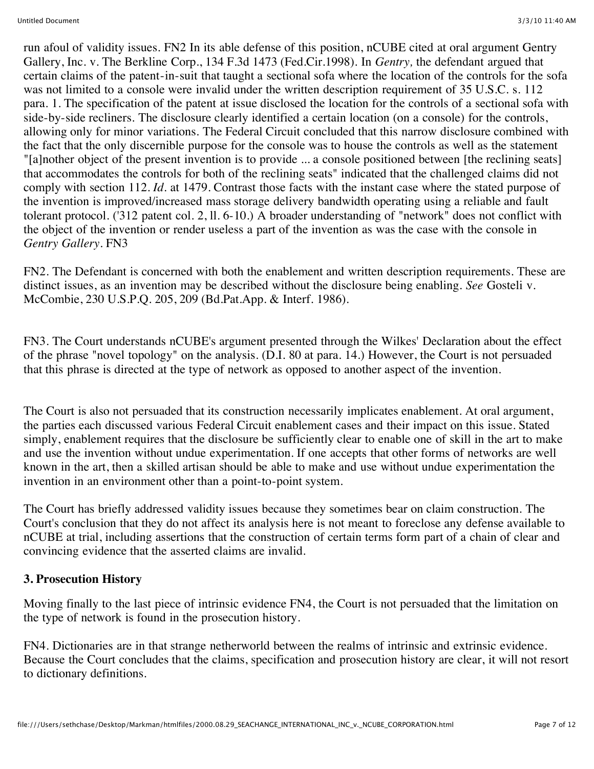run afoul of validity issues. FN2 In its able defense of this position, nCUBE cited at oral argument Gentry Gallery, Inc. v. The Berkline Corp., 134 F.3d 1473 (Fed.Cir.1998). In *Gentry,* the defendant argued that certain claims of the patent-in-suit that taught a sectional sofa where the location of the controls for the sofa was not limited to a console were invalid under the written description requirement of 35 U.S.C. s. 112 para. 1. The specification of the patent at issue disclosed the location for the controls of a sectional sofa with side-by-side recliners. The disclosure clearly identified a certain location (on a console) for the controls, allowing only for minor variations. The Federal Circuit concluded that this narrow disclosure combined with the fact that the only discernible purpose for the console was to house the controls as well as the statement "[a]nother object of the present invention is to provide ... a console positioned between [the reclining seats] that accommodates the controls for both of the reclining seats" indicated that the challenged claims did not comply with section 112. *Id.* at 1479. Contrast those facts with the instant case where the stated purpose of the invention is improved/increased mass storage delivery bandwidth operating using a reliable and fault tolerant protocol. ('312 patent col. 2, ll. 6-10.) A broader understanding of "network" does not conflict with the object of the invention or render useless a part of the invention as was the case with the console in *Gentry Gallery*. FN3

FN2. The Defendant is concerned with both the enablement and written description requirements. These are distinct issues, as an invention may be described without the disclosure being enabling. *See* Gosteli v. McCombie, 230 U.S.P.Q. 205, 209 (Bd.Pat.App. & Interf. 1986).

FN3. The Court understands nCUBE's argument presented through the Wilkes' Declaration about the effect of the phrase "novel topology" on the analysis. (D.I. 80 at para. 14.) However, the Court is not persuaded that this phrase is directed at the type of network as opposed to another aspect of the invention.

The Court is also not persuaded that its construction necessarily implicates enablement. At oral argument, the parties each discussed various Federal Circuit enablement cases and their impact on this issue. Stated simply, enablement requires that the disclosure be sufficiently clear to enable one of skill in the art to make and use the invention without undue experimentation. If one accepts that other forms of networks are well known in the art, then a skilled artisan should be able to make and use without undue experimentation the invention in an environment other than a point-to-point system.

The Court has briefly addressed validity issues because they sometimes bear on claim construction. The Court's conclusion that they do not affect its analysis here is not meant to foreclose any defense available to nCUBE at trial, including assertions that the construction of certain terms form part of a chain of clear and convincing evidence that the asserted claims are invalid.

### 3. Prosecution History

Moving finally to the last piece of intrinsic evidence FN4, the Court is not persuaded that the limitation on the type of network is found in the prosecution history.

FN4. Dictionaries are in that strange netherworld between the realms of intrinsic and extrinsic evidence. Because the Court concludes that the claims, specification and prosecution history are clear, it will not resort to dictionary definitions.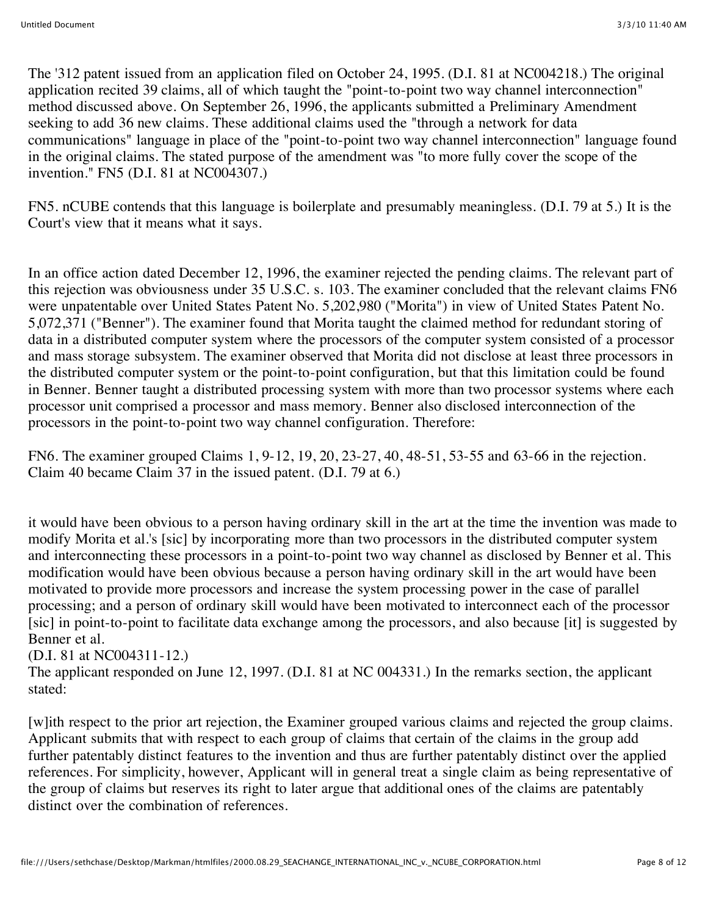The '312 patent issued from an application filed on October 24, 1995. (D.I. 81 at NC004218.) The original application recited 39 claims, all of which taught the "point-to-point two way channel interconnection" method discussed above. On September 26, 1996, the applicants submitted a Preliminary Amendment seeking to add 36 new claims. These additional claims used the "through a network for data communications" language in place of the "point-to-point two way channel interconnection" language found in the original claims. The stated purpose of the amendment was "to more fully cover the scope of the invention." FN5 (D.I. 81 at NC004307.)

FN5. nCUBE contends that this language is boilerplate and presumably meaningless. (D.I. 79 at 5.) It is the Court's view that it means what it says.

In an office action dated December 12, 1996, the examiner rejected the pending claims. The relevant part of this rejection was obviousness under 35 U.S.C. s. 103. The examiner concluded that the relevant claims FN6 were unpatentable over United States Patent No. 5,202,980 ("Morita") in view of United States Patent No. 5,072,371 ("Benner"). The examiner found that Morita taught the claimed method for redundant storing of data in a distributed computer system where the processors of the computer system consisted of a processor and mass storage subsystem. The examiner observed that Morita did not disclose at least three processors in the distributed computer system or the point-to-point configuration, but that this limitation could be found in Benner. Benner taught a distributed processing system with more than two processor systems where each processor unit comprised a processor and mass memory. Benner also disclosed interconnection of the processors in the point-to-point two way channel configuration. Therefore:

FN6. The examiner grouped Claims 1, 9-12, 19, 20, 23-27, 40, 48-51, 53-55 and 63-66 in the rejection. Claim 40 became Claim 37 in the issued patent. (D.I. 79 at 6.)

it would have been obvious to a person having ordinary skill in the art at the time the invention was made to modify Morita et al.'s [sic] by incorporating more than two processors in the distributed computer system and interconnecting these processors in a point-to-point two way channel as disclosed by Benner et al. This modification would have been obvious because a person having ordinary skill in the art would have been motivated to provide more processors and increase the system processing power in the case of parallel processing; and a person of ordinary skill would have been motivated to interconnect each of the processor [sic] in point-to-point to facilitate data exchange among the processors, and also because [it] is suggested by Benner et al.
(D.I. 81 at NC004311-12.)
The applicant responded on June 12, 1997. (D.I. 81 at NC 004331.) In the remarks section, the applicant stated:

[w]ith respect to the prior art rejection, the Examiner grouped various claims and rejected the group claims. Applicant submits that with respect to each group of claims that certain of the claims in the group add further patentably distinct features to the invention and thus are further patentably distinct over the applied references. For simplicity, however, Applicant will in general treat a single claim as being representative of the group of claims but reserves its right to later argue that additional ones of the claims are patentably distinct over the combination of references.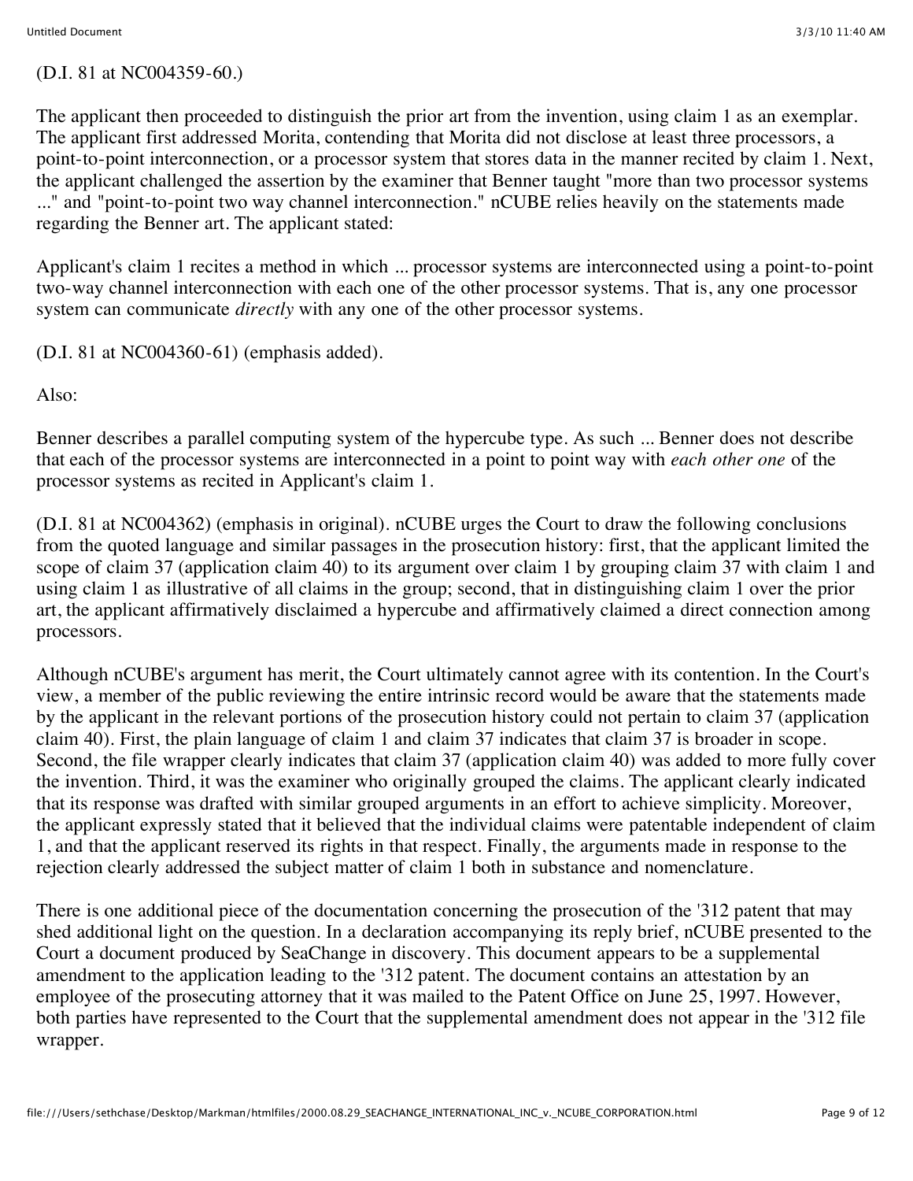(D.I. 81 at NC004359-60.)

The applicant then proceeded to distinguish the prior art from the invention, using claim 1 as an exemplar. The applicant first addressed Morita, contending that Morita did not disclose at least three processors, a point-to-point interconnection, or a processor system that stores data in the manner recited by claim 1. Next, the applicant challenged the assertion by the examiner that Benner taught "more than two processor systems ..." and "point-to-point two way channel interconnection." nCUBE relies heavily on the statements made regarding the Benner art. The applicant stated:

Applicant's claim 1 recites a method in which ... processor systems are interconnected using a point-to-point two-way channel interconnection with each one of the other processor systems. That is, any one processor system can communicate *directly* with any one of the other processor systems.

(D.I. 81 at NC004360-61) (emphasis added).

Also:

Benner describes a parallel computing system of the hypercube type. As such ... Benner does not describe that each of the processor systems are interconnected in a point to point way with *each other one* of the processor systems as recited in Applicant's claim 1.

(D.I. 81 at NC004362) (emphasis in original). nCUBE urges the Court to draw the following conclusions from the quoted language and similar passages in the prosecution history: first, that the applicant limited the scope of claim 37 (application claim 40) to its argument over claim 1 by grouping claim 37 with claim 1 and using claim 1 as illustrative of all claims in the group; second, that in distinguishing claim 1 over the prior art, the applicant affirmatively disclaimed a hypercube and affirmatively claimed a direct connection among processors.

Although nCUBE's argument has merit, the Court ultimately cannot agree with its contention. In the Court's view, a member of the public reviewing the entire intrinsic record would be aware that the statements made by the applicant in the relevant portions of the prosecution history could not pertain to claim 37 (application claim 40). First, the plain language of claim 1 and claim 37 indicates that claim 37 is broader in scope. Second, the file wrapper clearly indicates that claim 37 (application claim 40) was added to more fully cover the invention. Third, it was the examiner who originally grouped the claims. The applicant clearly indicated that its response was drafted with similar grouped arguments in an effort to achieve simplicity. Moreover, the applicant expressly stated that it believed that the individual claims were patentable independent of claim 1, and that the applicant reserved its rights in that respect. Finally, the arguments made in response to the rejection clearly addressed the subject matter of claim 1 both in substance and nomenclature.

There is one additional piece of the documentation concerning the prosecution of the '312 patent that may shed additional light on the question. In a declaration accompanying its reply brief, nCUBE presented to the Court a document produced by SeaChange in discovery. This document appears to be a supplemental amendment to the application leading to the '312 patent. The document contains an attestation by an employee of the prosecuting attorney that it was mailed to the Patent Office on June 25, 1997. However, both parties have represented to the Court that the supplemental amendment does not appear in the '312 file wrapper.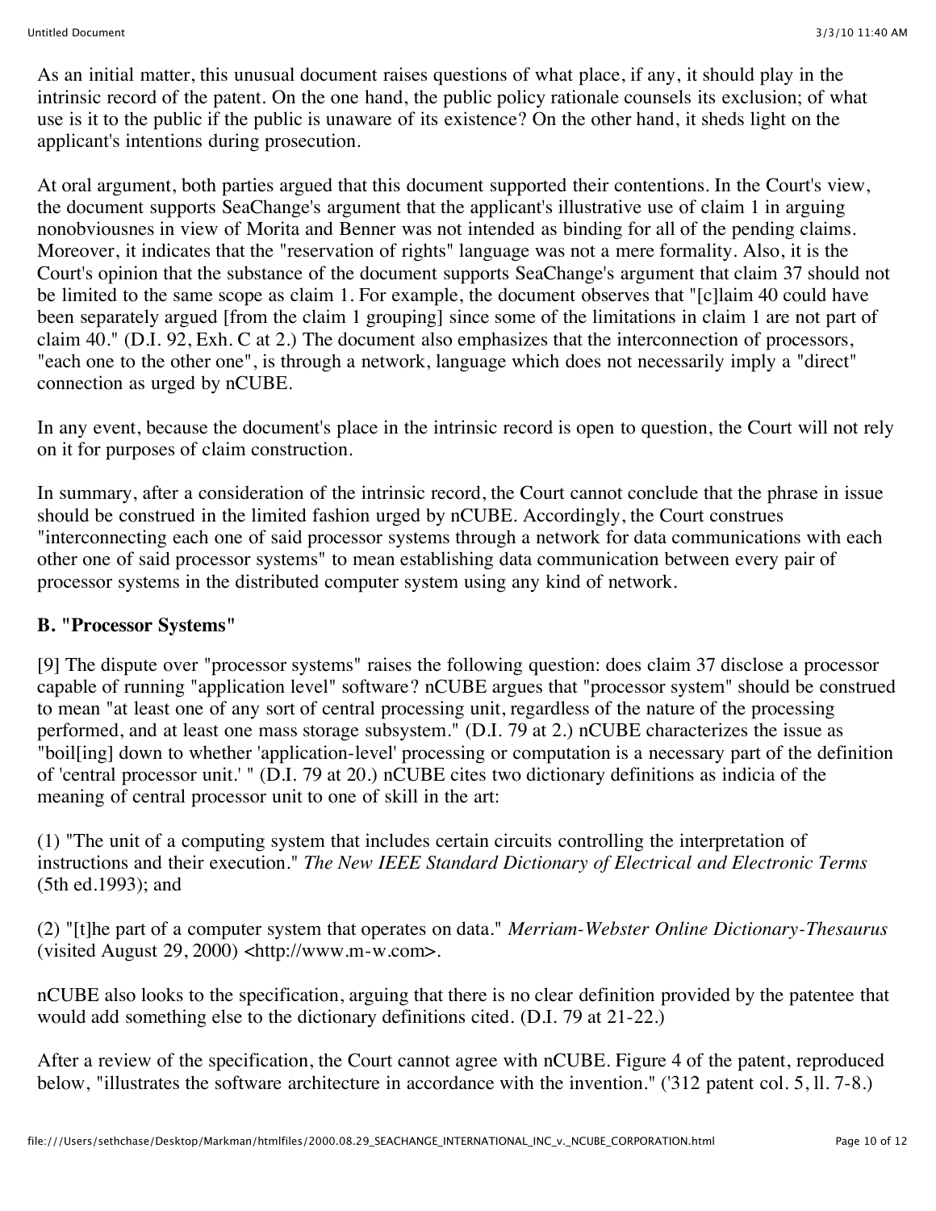As an initial matter, this unusual document raises questions of what place, if any, it should play in the intrinsic record of the patent. On the one hand, the public policy rationale counsels its exclusion; of what use is it to the public if the public is unaware of its existence? On the other hand, it sheds light on the applicant's intentions during prosecution.

At oral argument, both parties argued that this document supported their contentions. In the Court's view, the document supports SeaChange's argument that the applicant's illustrative use of claim 1 in arguing nonobviousnes in view of Morita and Benner was not intended as binding for all of the pending claims. Moreover, it indicates that the "reservation of rights" language was not a mere formality. Also, it is the Court's opinion that the substance of the document supports SeaChange's argument that claim 37 should not be limited to the same scope as claim 1. For example, the document observes that "[c]laim 40 could have been separately argued [from the claim 1 grouping] since some of the limitations in claim 1 are not part of claim 40." (D.I. 92, Exh. C at 2.) The document also emphasizes that the interconnection of processors, "each one to the other one", is through a network, language which does not necessarily imply a "direct" connection as urged by nCUBE.

In any event, because the document's place in the intrinsic record is open to question, the Court will not rely on it for purposes of claim construction.

In summary, after a consideration of the intrinsic record, the Court cannot conclude that the phrase in issue should be construed in the limited fashion urged by nCUBE. Accordingly, the Court construes "interconnecting each one of said processor systems through a network for data communications with each other one of said processor systems" to mean establishing data communication between every pair of processor systems in the distributed computer system using any kind of network.

## B. "Processor Systems"

[9] The dispute over "processor systems" raises the following question: does claim 37 disclose a processor capable of running "application level" software? nCUBE argues that "processor system" should be construed to mean "at least one of any sort of central processing unit, regardless of the nature of the processing performed, and at least one mass storage subsystem." (D.I. 79 at 2.) nCUBE characterizes the issue as "boil[ing] down to whether 'application-level' processing or computation is a necessary part of the definition of 'central processor unit.' " (D.I. 79 at 20.) nCUBE cites two dictionary definitions as indicia of the meaning of central processor unit to one of skill in the art:

(1) "The unit of a computing system that includes certain circuits controlling the interpretation of instructions and their execution." *The New IEEE Standard Dictionary of Electrical and Electronic Terms* (5th ed.1993); and

(2) "[t]he part of a computer system that operates on data." *Merriam-Webster Online Dictionary-Thesaurus* (visited August 29, 2000) <http://www.m-w.com>.

nCUBE also looks to the specification, arguing that there is no clear definition provided by the patentee that would add something else to the dictionary definitions cited. (D.I. 79 at 21-22.)

After a review of the specification, the Court cannot agree with nCUBE. Figure 4 of the patent, reproduced below, "illustrates the software architecture in accordance with the invention." ('312 patent col. 5, ll. 7-8.)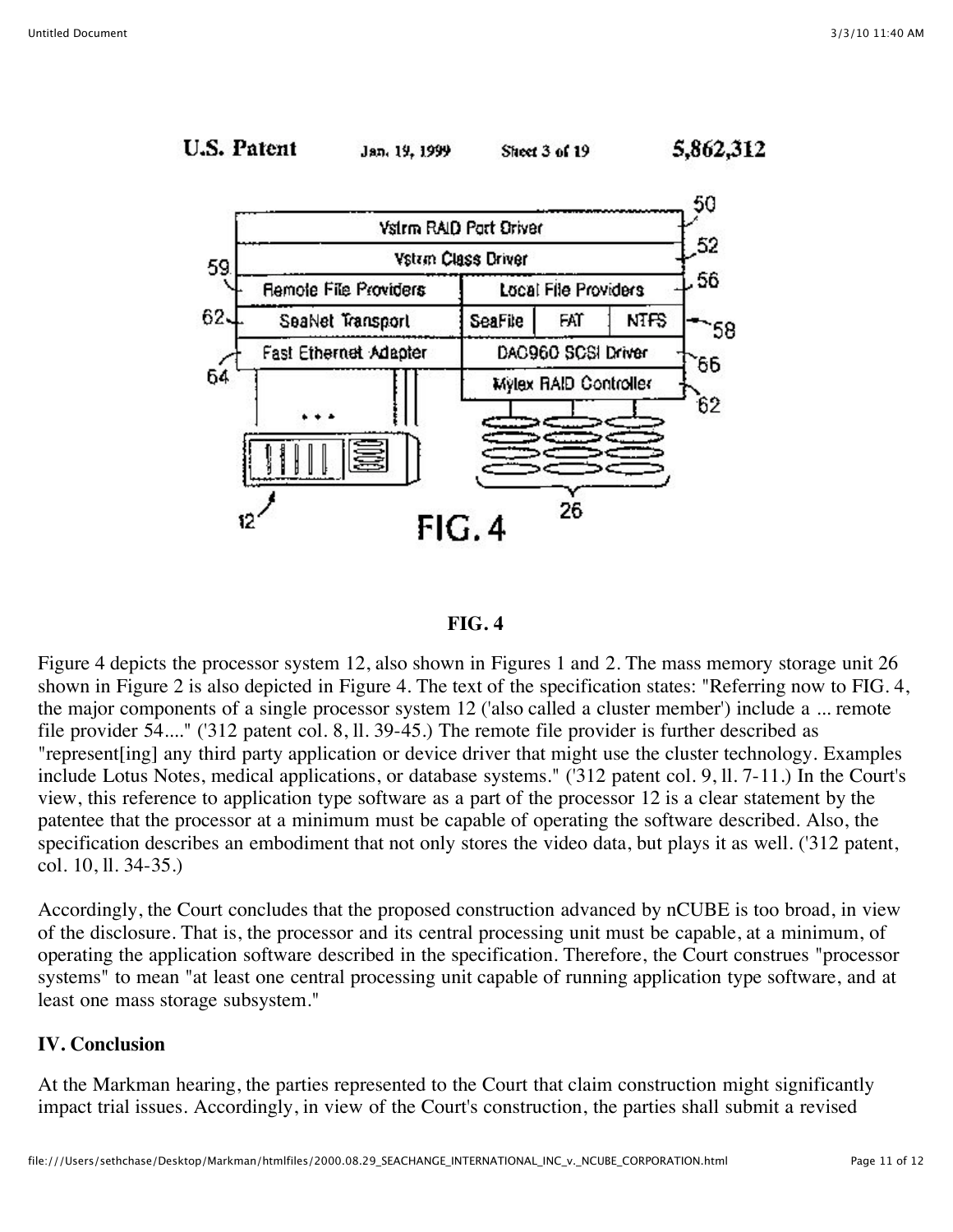**FIG. 4**

Figure 4 depicts the processor system 12, also shown in Figures 1 and 2. The mass memory storage unit 26 shown in Figure 2 is also depicted in Figure 4. The text of the specification states: "Referring now to FIG. 4, the major components of a single processor system 12 ('also called a cluster member') include a ... remote file provider 54...." ('312 patent col. 8, ll. 39-45.) The remote file provider is further described as "represent[ing] any third party application or device driver that might use the cluster technology. Examples include Lotus Notes, medical applications, or database systems." ('312 patent col. 9, ll. 7-11.) In the Court's view, this reference to application type software as a part of the processor 12 is a clear statement by the patentee that the processor at a minimum must be capable of operating the software described. Also, the specification describes an embodiment that not only stores the video data, but plays it as well. ('312 patent, col. 10, ll. 34-35.)

Accordingly, the Court concludes that the proposed construction advanced by nCUBE is too broad, in view of the disclosure. That is, the processor and its central processing unit must be capable, at a minimum, of operating the application software described in the specification. Therefore, the Court construes "processor systems" to mean "at least one central processing unit capable of running application type software, and at least one mass storage subsystem."

## IV. Conclusion

At the Markman hearing, the parties represented to the Court that claim construction might significantly impact trial issues. Accordingly, in view of the Court's construction, the parties shall submit a revised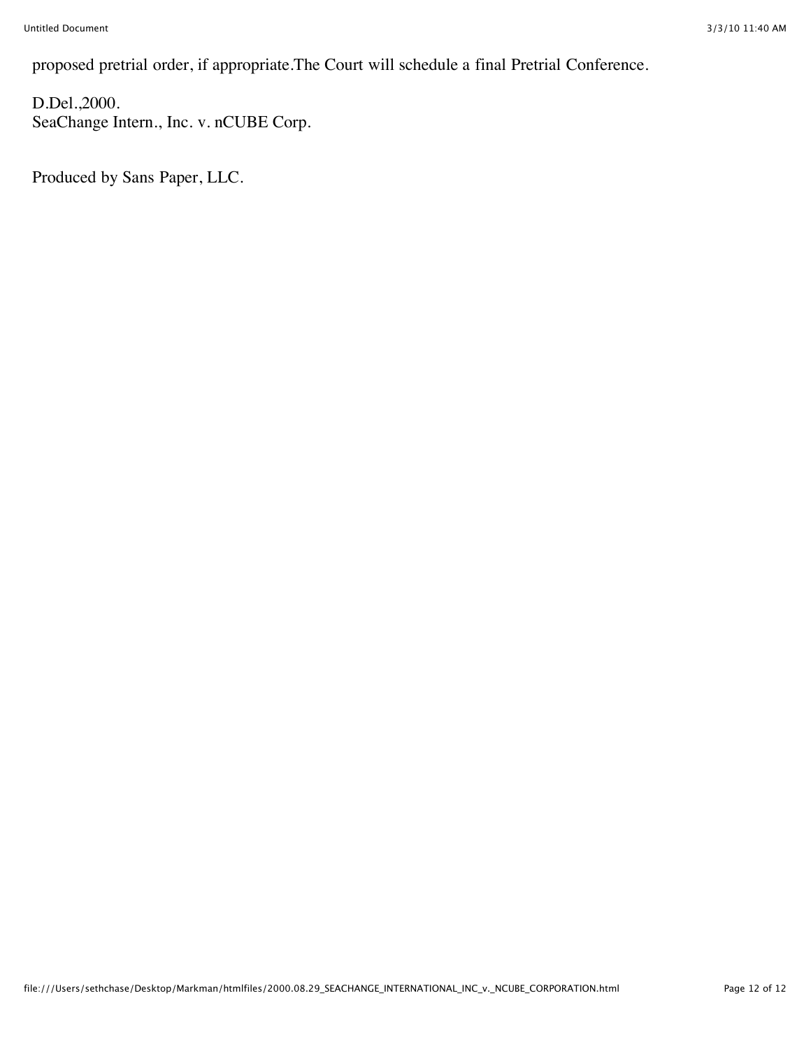proposed pretrial order, if appropriate.The Court will schedule a final Pretrial Conference.

D.Del.,2000.
SeaChange Intern., Inc. v. nCUBE Corp.

Produced by Sans Paper, LLC.